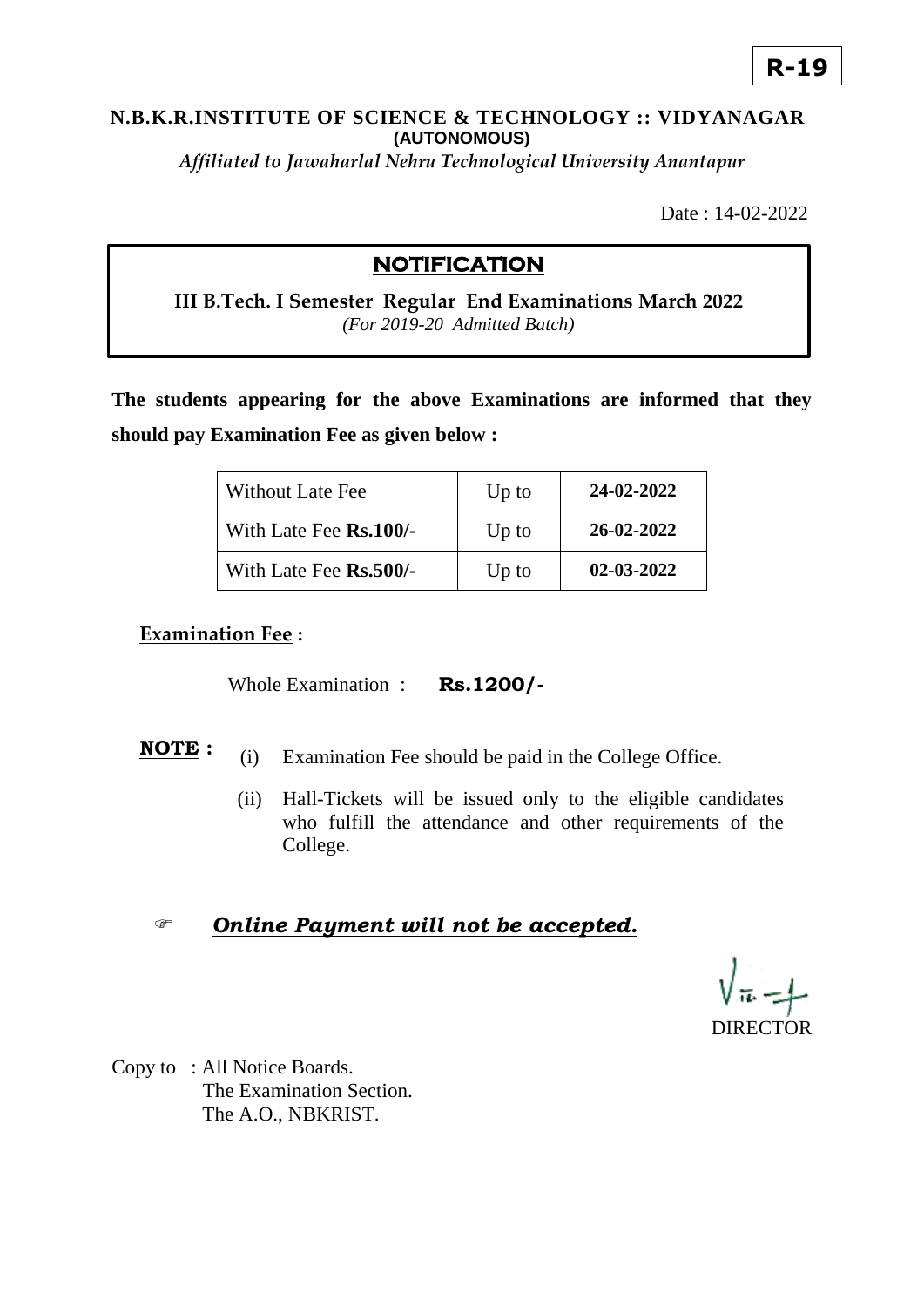**R-19**

**N.B.K.R.INSTITUTE OF SCIENCE & TECHNOLOGY :: VIDYANAGAR**
**(AUTONOMOUS)**
*Affiliated to Jawaharlal Nehru Technological University Anantapur*

Date : 14-02-2022

## NOTIFICATION

**III B.Tech. I Semester Regular End Examinations March 2022**
*(For 2019-20 Admitted Batch)*

**The students appearing for the above Examinations are informed that they should pay Examination Fee as given below :**

| Without Late Fee | Up to | **24-02-2022** |
|---|---|---|
| With Late Fee **Rs.100/-** | Up to | **26-02-2022** |
| With Late Fee **Rs.500/-** | Up to | **02-03-2022** |

**Examination Fee :**

Whole Examination : **Rs.1200/-**

**NOTE :**

(i) Examination Fee should be paid in the College Office.

(ii) Hall-Tickets will be issued only to the eligible candidates who fulfill the attendance and other requirements of the College.

☞ ***Online Payment will not be accepted.***

DIRECTOR

Copy to : All Notice Boards.
The Examination Section.
The A.O., NBKRIST.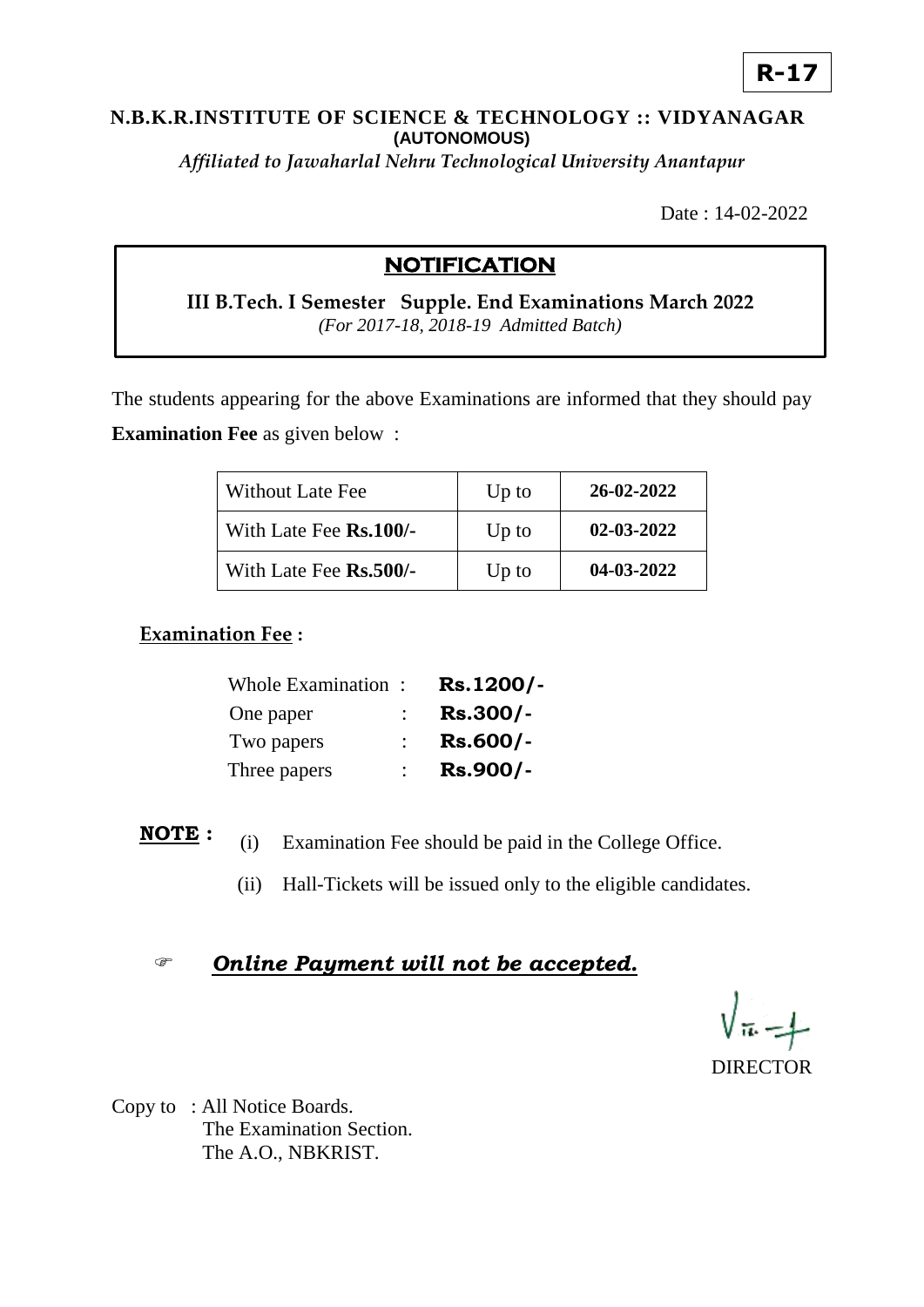**R-17**

**N.B.K.R.INSTITUTE OF SCIENCE & TECHNOLOGY :: VIDYANAGAR**
**(AUTONOMOUS)**
*Affiliated to Jawaharlal Nehru Technological University Anantapur*

Date : 14-02-2022

# NOTIFICATION

**III B.Tech. I Semester Supple. End Examinations March 2022**
*(For 2017-18, 2018-19 Admitted Batch)*

The students appearing for the above Examinations are informed that they should pay **Examination Fee** as given below :

| | | |
|---|---|---|
| Without Late Fee | Up to | **26-02-2022** |
| With Late Fee **Rs.100/-** | Up to | **02-03-2022** |
| With Late Fee **Rs.500/-** | Up to | **04-03-2022** |

**Examination Fee :**

| | | |
|---|---|---|
| Whole Examination | : | **Rs.1200/-** |
| One paper | : | **Rs.300/-** |
| Two papers | : | **Rs.600/-** |
| Three papers | : | **Rs.900/-** |

**NOTE :**
(i) Examination Fee should be paid in the College Office.
(ii) Hall-Tickets will be issued only to the eligible candidates.

☞ ***Online Payment will not be accepted.***

DIRECTOR

Copy to : All Notice Boards.
The Examination Section.
The A.O., NBKRIST.